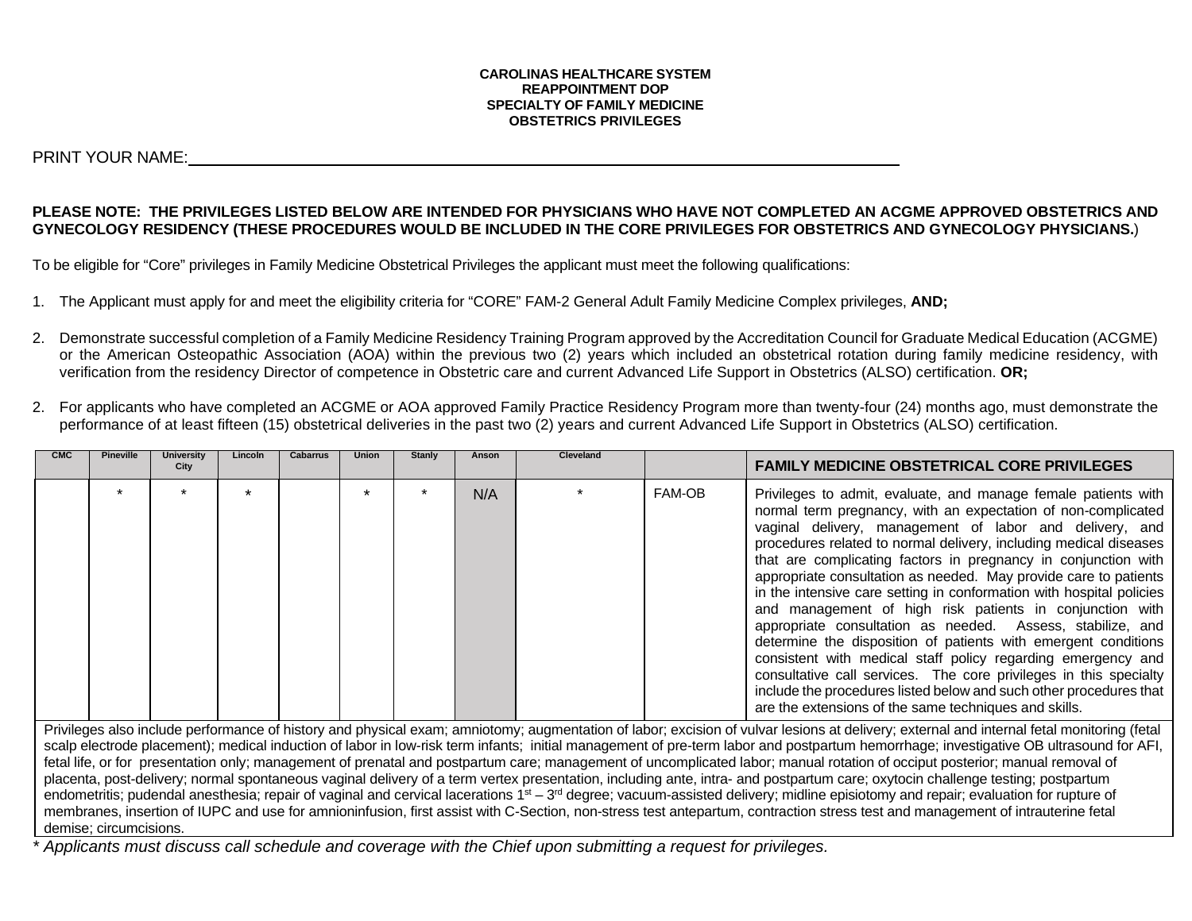**CAROLINAS HEALTHCARE SYSTEM**
**REAPPOINTMENT DOP**
**SPECIALTY OF FAMILY MEDICINE**
**OBSTETRICS PRIVILEGES**

PRINT YOUR NAME:\_\_\_\_\_\_\_\_\_\_\_\_\_\_\_\_\_\_\_\_\_\_\_\_\_\_\_\_\_\_\_\_\_\_\_\_\_\_\_\_\_\_\_\_\_\_\_\_\_\_\_\_\_\_\_\_\_\_\_\_

**PLEASE NOTE: THE PRIVILEGES LISTED BELOW ARE INTENDED FOR PHYSICIANS WHO HAVE NOT COMPLETED AN ACGME APPROVED OBSTETRICS AND GYNECOLOGY RESIDENCY (THESE PROCEDURES WOULD BE INCLUDED IN THE CORE PRIVILEGES FOR OBSTETRICS AND GYNECOLOGY PHYSICIANS.**)

To be eligible for "Core" privileges in Family Medicine Obstetrical Privileges the applicant must meet the following qualifications:

1. The Applicant must apply for and meet the eligibility criteria for "CORE" FAM-2 General Adult Family Medicine Complex privileges, **AND;**

2. Demonstrate successful completion of a Family Medicine Residency Training Program approved by the Accreditation Council for Graduate Medical Education (ACGME) or the American Osteopathic Association (AOA) within the previous two (2) years which included an obstetrical rotation during family medicine residency, with verification from the residency Director of competence in Obstetric care and current Advanced Life Support in Obstetrics (ALSO) certification. **OR;**

2. For applicants who have completed an ACGME or AOA approved Family Practice Residency Program more than twenty-four (24) months ago, must demonstrate the performance of at least fifteen (15) obstetrical deliveries in the past two (2) years and current Advanced Life Support in Obstetrics (ALSO) certification.

| CMC | Pineville | University City | Lincoln | Cabarrus | Union | Stanly | Anson | Cleveland | | **FAMILY MEDICINE OBSTETRICAL CORE PRIVILEGES** |
|---|---|---|---|---|---|---|---|---|---|---|
| | * | * | * | | * | * | N/A | * | FAM-OB | Privileges to admit, evaluate, and manage female patients with normal term pregnancy, with an expectation of non-complicated vaginal delivery, management of labor and delivery, and procedures related to normal delivery, including medical diseases that are complicating factors in pregnancy in conjunction with appropriate consultation as needed. May provide care to patients in the intensive care setting in conformation with hospital policies and management of high risk patients in conjunction with appropriate consultation as needed. Assess, stabilize, and determine the disposition of patients with emergent conditions consistent with medical staff policy regarding emergency and consultative call services. The core privileges in this specialty include the procedures listed below and such other procedures that are the extensions of the same techniques and skills. |

Privileges also include performance of history and physical exam; amniotomy; augmentation of labor; excision of vulvar lesions at delivery; external and internal fetal monitoring (fetal scalp electrode placement); medical induction of labor in low-risk term infants; initial management of pre-term labor and postpartum hemorrhage; investigative OB ultrasound for AFI, fetal life, or for presentation only; management of prenatal and postpartum care; management of uncomplicated labor; manual rotation of occiput posterior; manual removal of placenta, post-delivery; normal spontaneous vaginal delivery of a term vertex presentation, including ante, intra- and postpartum care; oxytocin challenge testing; postpartum endometritis; pudendal anesthesia; repair of vaginal and cervical lacerations 1st – 3rd degree; vacuum-assisted delivery; midline episiotomy and repair; evaluation for rupture of membranes, insertion of IUPC and use for amnioninfusion, first assist with C-Section, non-stress test antepartum, contraction stress test and management of intrauterine fetal demise; circumcisions.

*\* Applicants must discuss call schedule and coverage with the Chief upon submitting a request for privileges.*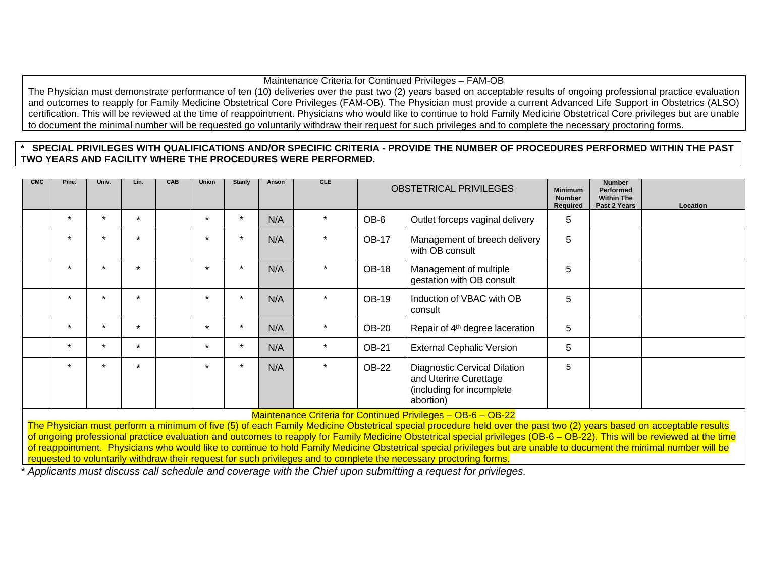Maintenance Criteria for Continued Privileges – FAM-OB

The Physician must demonstrate performance of ten (10) deliveries over the past two (2) years based on acceptable results of ongoing professional practice evaluation and outcomes to reapply for Family Medicine Obstetrical Core Privileges (FAM-OB). The Physician must provide a current Advanced Life Support in Obstetrics (ALSO) certification. This will be reviewed at the time of reappointment. Physicians who would like to continue to hold Family Medicine Obstetrical Core privileges but are unable to document the minimal number will be requested go voluntarily withdraw their request for such privileges and to complete the necessary proctoring forms.

**\* SPECIAL PRIVILEGES WITH QUALIFICATIONS AND/OR SPECIFIC CRITERIA - PROVIDE THE NUMBER OF PROCEDURES PERFORMED WITHIN THE PAST TWO YEARS AND FACILITY WHERE THE PROCEDURES WERE PERFORMED.**

| CMC | Pine. | Univ. | Lin. | CAB | Union | Stanly | Anson | CLE | OBSTETRICAL PRIVILEGES | | Minimum Number Required | Number Performed Within The Past 2 Years | Location |
|---|---|---|---|---|---|---|---|---|---|---|---|---|---|
| | * | * | * | | * | * | N/A | * | OB-6 | Outlet forceps vaginal delivery | 5 | | |
| | * | * | * | | * | * | N/A | * | OB-17 | Management of breech delivery with OB consult | 5 | | |
| | * | * | * | | * | * | N/A | * | OB-18 | Management of multiple gestation with OB consult | 5 | | |
| | * | * | * | | * | * | N/A | * | OB-19 | Induction of VBAC with OB consult | 5 | | |
| | * | * | * | | * | * | N/A | * | OB-20 | Repair of 4th degree laceration | 5 | | |
| | * | * | * | | * | * | N/A | * | OB-21 | External Cephalic Version | 5 | | |
| | * | * | * | | * | * | N/A | * | OB-22 | Diagnostic Cervical Dilation and Uterine Curettage (including for incomplete abortion) | 5 | | |

Maintenance Criteria for Continued Privileges – OB-6 – OB-22

The Physician must perform a minimum of five (5) of each Family Medicine Obstetrical special procedure held over the past two (2) years based on acceptable results of ongoing professional practice evaluation and outcomes to reapply for Family Medicine Obstetrical special privileges (OB-6 – OB-22). This will be reviewed at the time of reappointment. Physicians who would like to continue to hold Family Medicine Obstetrical special privileges but are unable to document the minimal number will be requested to voluntarily withdraw their request for such privileges and to complete the necessary proctoring forms.

*\* Applicants must discuss call schedule and coverage with the Chief upon submitting a request for privileges.*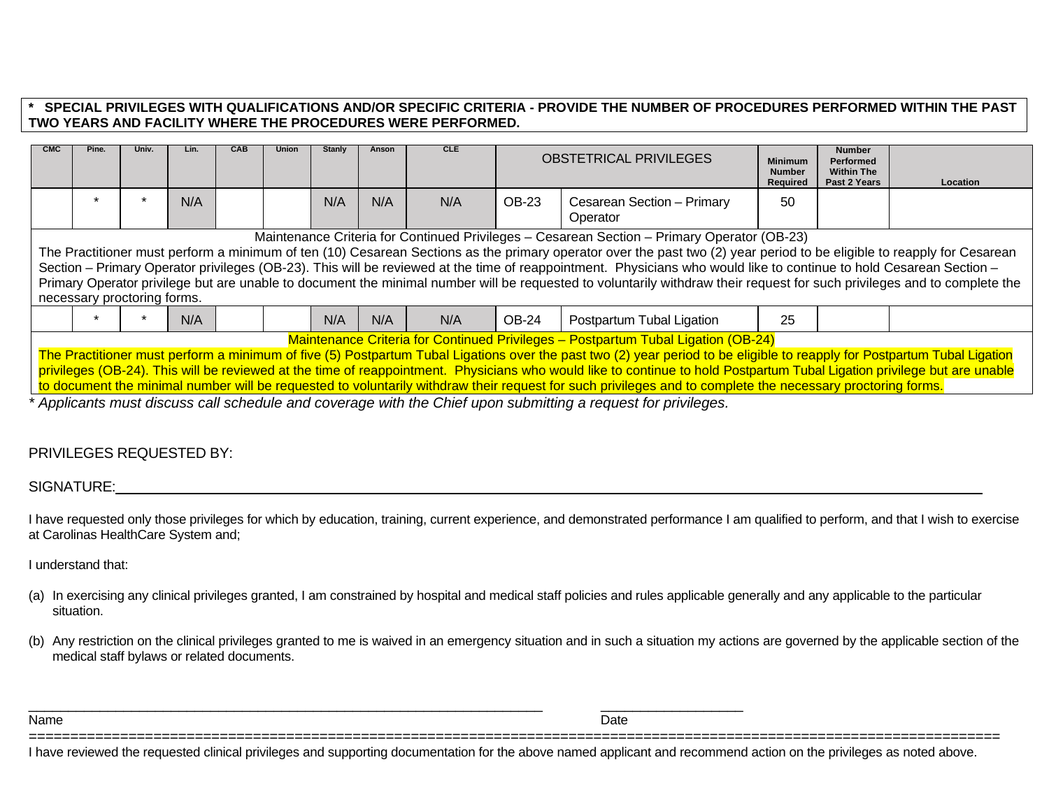**\* SPECIAL PRIVILEGES WITH QUALIFICATIONS AND/OR SPECIFIC CRITERIA - PROVIDE THE NUMBER OF PROCEDURES PERFORMED WITHIN THE PAST TWO YEARS AND FACILITY WHERE THE PROCEDURES WERE PERFORMED.**

| CMC | Pine. | Univ. | Lin. | CAB | Union | Stanly | Anson | CLE | OBSTETRICAL PRIVILEGES | | Minimum Number Required | Number Performed Within The Past 2 Years | Location |
|---|---|---|---|---|---|---|---|---|---|---|---|---|---|
| | * | * | N/A | | | N/A | N/A | N/A | OB-23 | Cesarean Section – Primary Operator | 50 | | |
| Maintenance Criteria for Continued Privileges – Cesarean Section – Primary Operator (OB-23) The Practitioner must perform a minimum of ten (10) Cesarean Sections as the primary operator over the past two (2) year period to be eligible to reapply for Cesarean Section – Primary Operator privileges (OB-23). This will be reviewed at the time of reappointment. Physicians who would like to continue to hold Cesarean Section – Primary Operator privilege but are unable to document the minimal number will be requested to voluntarily withdraw their request for such privileges and to complete the necessary proctoring forms. | | | | | | | | | | | | | |
| | * | * | N/A | | | N/A | N/A | N/A | OB-24 | Postpartum Tubal Ligation | 25 | | |
| Maintenance Criteria for Continued Privileges – Postpartum Tubal Ligation (OB-24) The Practitioner must perform a minimum of five (5) Postpartum Tubal Ligations over the past two (2) year period to be eligible to reapply for Postpartum Tubal Ligation privileges (OB-24). This will be reviewed at the time of reappointment. Physicians who would like to continue to hold Postpartum Tubal Ligation privilege but are unable to document the minimal number will be requested to voluntarily withdraw their request for such privileges and to complete the necessary proctoring forms. | | | | | | | | | | | | | |

*\* Applicants must discuss call schedule and coverage with the Chief upon submitting a request for privileges.*

PRIVILEGES REQUESTED BY:

SIGNATURE:\_\_\_\_\_\_\_\_\_\_\_\_\_\_\_\_\_\_\_\_\_\_\_\_\_\_\_\_\_\_\_\_\_\_\_\_\_\_\_\_\_\_\_\_\_\_\_\_\_\_\_\_\_\_\_\_\_\_\_\_\_\_\_\_\_\_\_\_\_\_

I have requested only those privileges for which by education, training, current experience, and demonstrated performance I am qualified to perform, and that I wish to exercise at Carolinas HealthCare System and;

I understand that:

(a) In exercising any clinical privileges granted, I am constrained by hospital and medical staff policies and rules applicable generally and any applicable to the particular situation.

(b) Any restriction on the clinical privileges granted to me is waived in an emergency situation and in such a situation my actions are governed by the applicable section of the medical staff bylaws or related documents.

\_\_\_\_\_\_\_\_\_\_\_\_\_\_\_\_\_\_\_\_\_\_\_\_\_\_\_\_\_\_\_\_\_\_\_\_\_\_\_\_\_\_\_\_\_\_\_\_\_\_\_\_\_\_\_\_\_\_\_\_\_\_\_\_\_\_\_\_ \_\_\_\_\_\_\_\_\_\_\_\_\_\_\_\_\_\_\_
Name Date

==================================================================================================================

I have reviewed the requested clinical privileges and supporting documentation for the above named applicant and recommend action on the privileges as noted above.